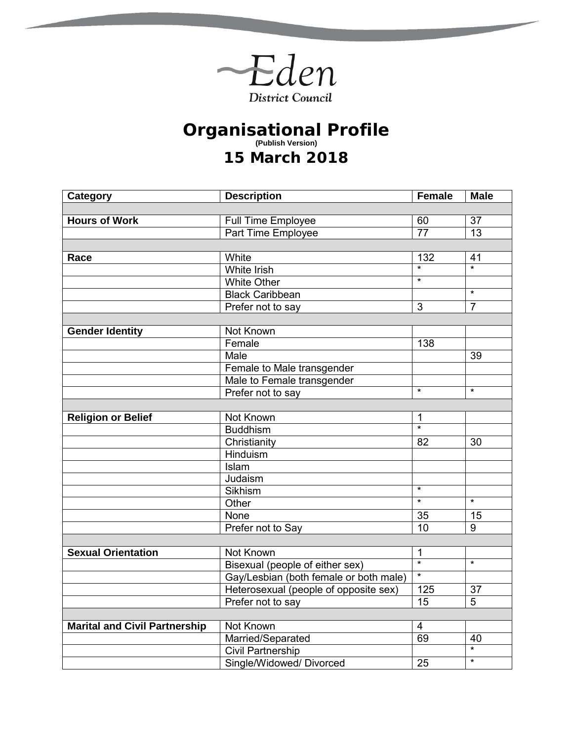Eden District Council

# Organisational Profile

**(Publish Version)**

## 15 March 2018

| Category | Description | Female | Male |
|---|---|---|---|
| | | | |
| **Hours of Work** | Full Time Employee | 60 | 37 |
| | Part Time Employee | 77 | 13 |
| | | | |
| **Race** | White | 132 | 41 |
| | White Irish | * | * |
| | White Other | * | |
| | Black Caribbean | | * |
| | Prefer not to say | 3 | 7 |
| | | | |
| **Gender Identity** | Not Known | | |
| | Female | 138 | |
| | Male | | 39 |
| | Female to Male transgender | | |
| | Male to Female transgender | | |
| | Prefer not to say | * | * |
| | | | |
| **Religion or Belief** | Not Known | 1 | |
| | Buddhism | * | |
| | Christianity | 82 | 30 |
| | Hinduism | | |
| | Islam | | |
| | Judaism | | |
| | Sikhism | * | |
| | Other | * | * |
| | None | 35 | 15 |
| | Prefer not to Say | 10 | 9 |
| | | | |
| **Sexual Orientation** | Not Known | 1 | |
| | Bisexual (people of either sex) | * | * |
| | Gay/Lesbian (both female or both male) | * | |
| | Heterosexual (people of opposite sex) | 125 | 37 |
| | Prefer not to say | 15 | 5 |
| | | | |
| **Marital and Civil Partnership** | Not Known | 4 | |
| | Married/Separated | 69 | 40 |
| | Civil Partnership | | * |
| | Single/Widowed/ Divorced | 25 | * |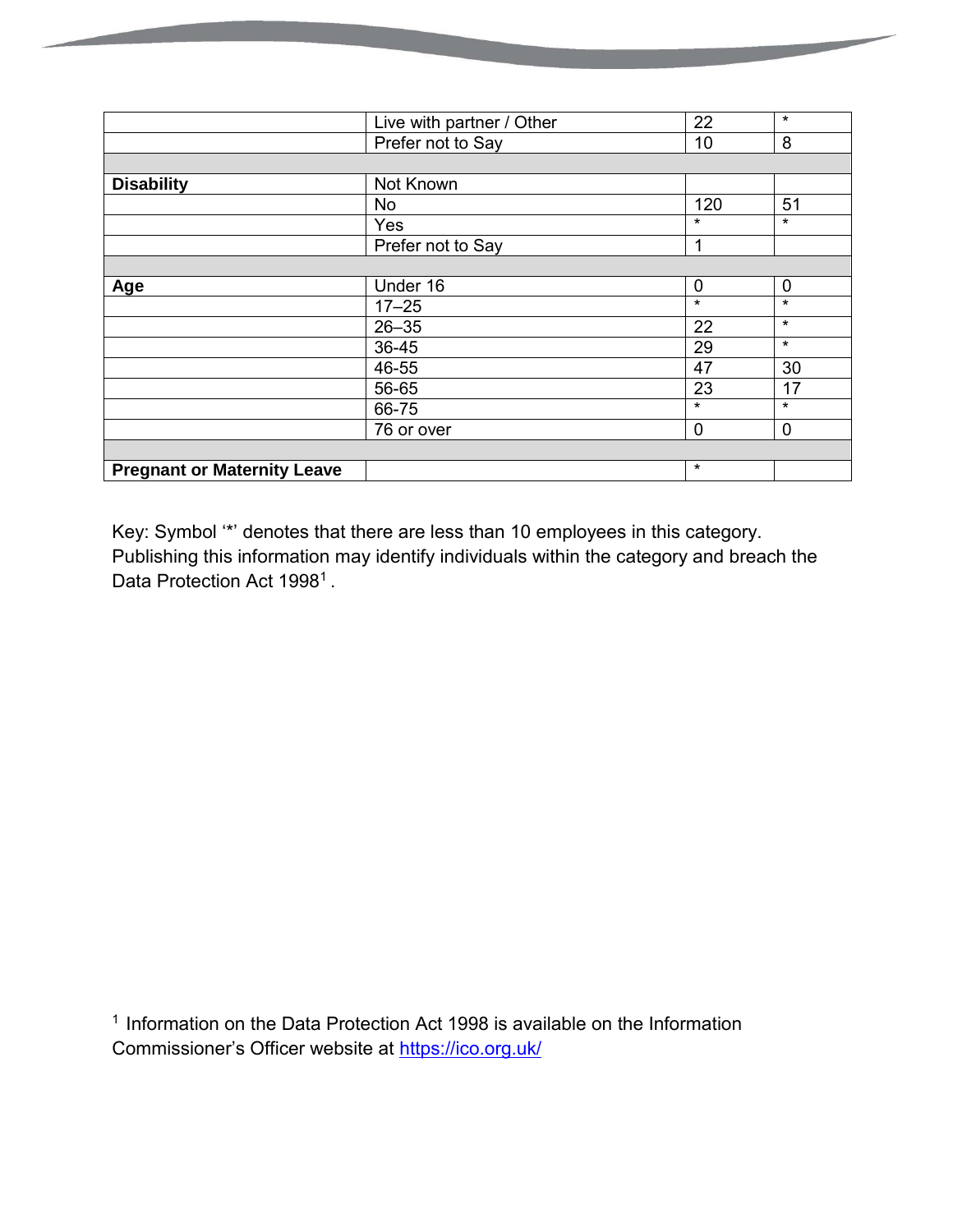| | | | |
|---|---|---|---|
| | Live with partner / Other | 22 | * |
| | Prefer not to Say | 10 | 8 |
| | | | |
| **Disability** | Not Known | | |
| | No | 120 | 51 |
| | Yes | * | * |
| | Prefer not to Say | 1 | |
| | | | |
| **Age** | Under 16 | 0 | 0 |
| | 17–25 | * | * |
| | 26–35 | 22 | * |
| | 36-45 | 29 | * |
| | 46-55 | 47 | 30 |
| | 56-65 | 23 | 17 |
| | 66-75 | * | * |
| | 76 or over | 0 | 0 |
| | | | |
| **Pregnant or Maternity Leave** | | * | |

Key: Symbol '*' denotes that there are less than 10 employees in this category. Publishing this information may identify individuals within the category and breach the Data Protection Act 1998[1] .

[1] Information on the Data Protection Act 1998 is available on the Information Commissioner's Officer website at https://ico.org.uk/